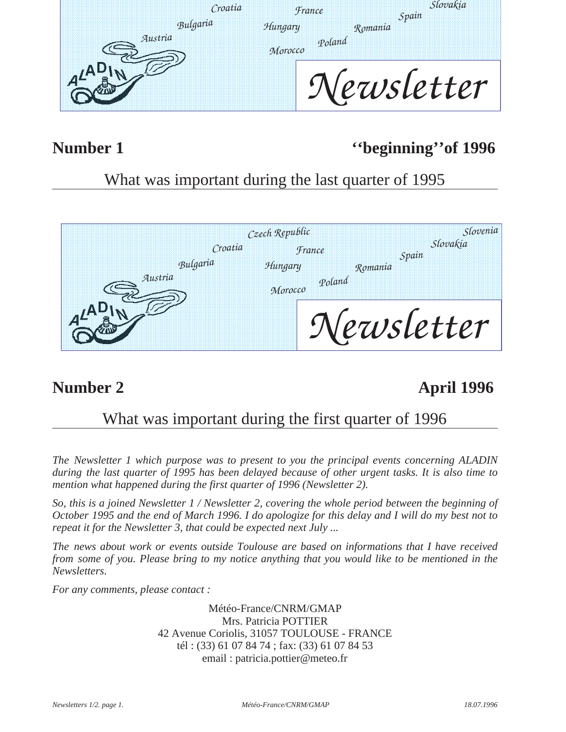Croatia France Slovakia Spain Bulgaria Hungary Romania Austria Poland Morocco

ALADIN *Newsletter*

**Number 1** **''beginning''of 1996**

## What was important during the last quarter of 1995

Czech Republic Slovenia Croatia France Slovakia Spain Bulgaria Hungary Romania Austria Poland Morocco

ALADIN *Newsletter*

**Number 2** **April 1996**

## What was important during the first quarter of 1996

*The Newsletter 1 which purpose was to present to you the principal events concerning ALADIN during the last quarter of 1995 has been delayed because of other urgent tasks. It is also time to mention what happened during the first quarter of 1996 (Newsletter 2).*

*So, this is a joined Newsletter 1 / Newsletter 2, covering the whole period between the beginning of October 1995 and the end of March 1996. I do apologize for this delay and I will do my best not to repeat it for the Newsletter 3, that could be expected next July ...*

*The news about work or events outside Toulouse are based on informations that I have received from some of you. Please bring to my notice anything that you would like to be mentioned in the Newsletters.*

*For any comments, please contact :*

Météo-France/CNRM/GMAP
Mrs. Patricia POTTIER
42 Avenue Coriolis, 31057 TOULOUSE - FRANCE
tél : (33) 61 07 84 74 ; fax: (33) 61 07 84 53
email : patricia.pottier@meteo.fr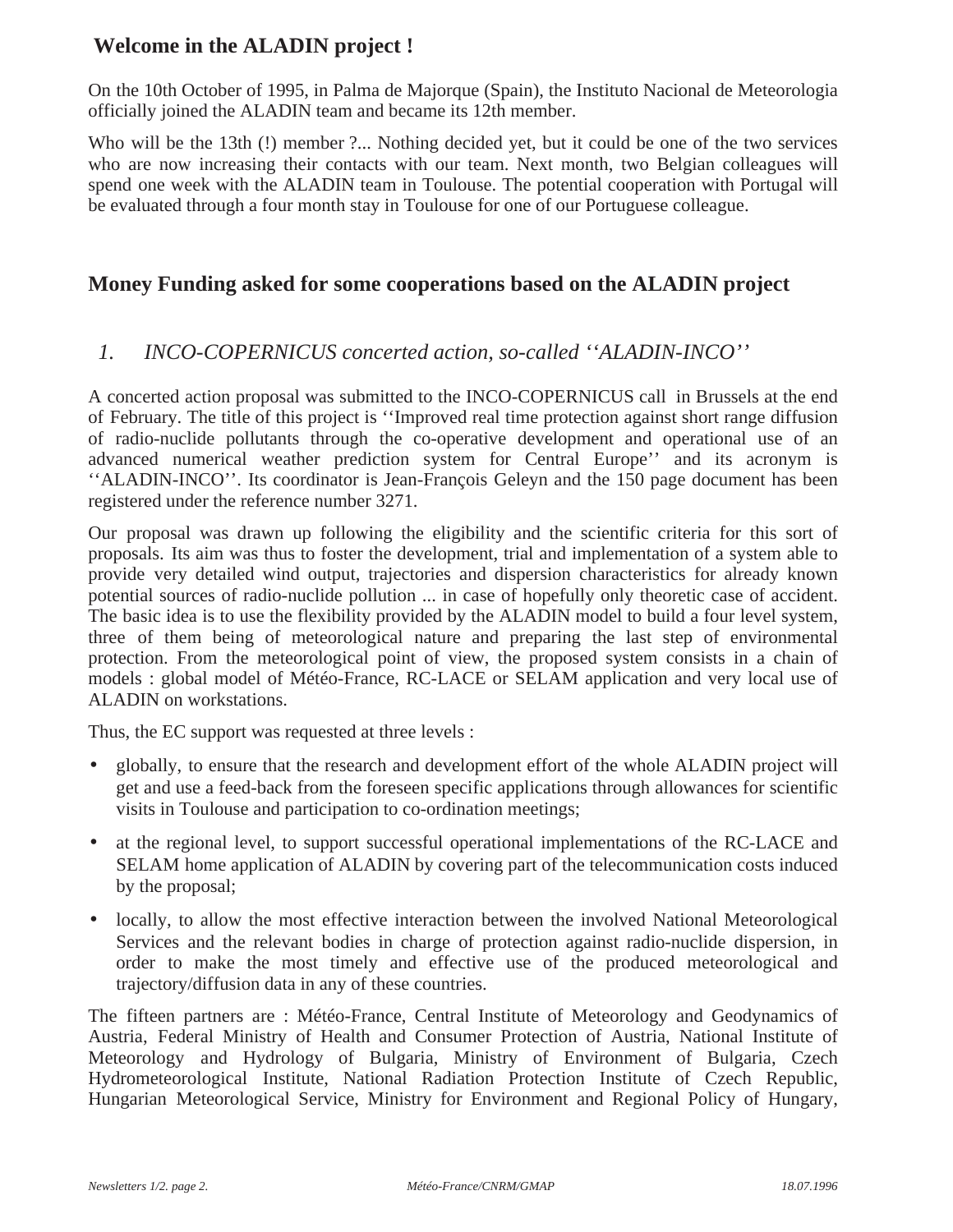## Welcome in the ALADIN project !

On the 10th October of 1995, in Palma de Majorque (Spain), the Instituto Nacional de Meteorologia officially joined the ALADIN team and became its 12th member.

Who will be the 13th (!) member ?... Nothing decided yet, but it could be one of the two services who are now increasing their contacts with our team. Next month, two Belgian colleagues will spend one week with the ALADIN team in Toulouse. The potential cooperation with Portugal will be evaluated through a four month stay in Toulouse for one of our Portuguese colleague.

## Money Funding asked for some cooperations based on the ALADIN project

### *1. INCO-COPERNICUS concerted action, so-called ''ALADIN-INCO''*

A concerted action proposal was submitted to the INCO-COPERNICUS call in Brussels at the end of February. The title of this project is ''Improved real time protection against short range diffusion of radio-nuclide pollutants through the co-operative development and operational use of an advanced numerical weather prediction system for Central Europe'' and its acronym is ''ALADIN-INCO''. Its coordinator is Jean-François Geleyn and the 150 page document has been registered under the reference number 3271.

Our proposal was drawn up following the eligibility and the scientific criteria for this sort of proposals. Its aim was thus to foster the development, trial and implementation of a system able to provide very detailed wind output, trajectories and dispersion characteristics for already known potential sources of radio-nuclide pollution ... in case of hopefully only theoretic case of accident. The basic idea is to use the flexibility provided by the ALADIN model to build a four level system, three of them being of meteorological nature and preparing the last step of environmental protection. From the meteorological point of view, the proposed system consists in a chain of models : global model of Météo-France, RC-LACE or SELAM application and very local use of ALADIN on workstations.

Thus, the EC support was requested at three levels :

- globally, to ensure that the research and development effort of the whole ALADIN project will get and use a feed-back from the foreseen specific applications through allowances for scientific visits in Toulouse and participation to co-ordination meetings;
- at the regional level, to support successful operational implementations of the RC-LACE and SELAM home application of ALADIN by covering part of the telecommunication costs induced by the proposal;
- locally, to allow the most effective interaction between the involved National Meteorological Services and the relevant bodies in charge of protection against radio-nuclide dispersion, in order to make the most timely and effective use of the produced meteorological and trajectory/diffusion data in any of these countries.

The fifteen partners are : Météo-France, Central Institute of Meteorology and Geodynamics of Austria, Federal Ministry of Health and Consumer Protection of Austria, National Institute of Meteorology and Hydrology of Bulgaria, Ministry of Environment of Bulgaria, Czech Hydrometeorological Institute, National Radiation Protection Institute of Czech Republic, Hungarian Meteorological Service, Ministry for Environment and Regional Policy of Hungary,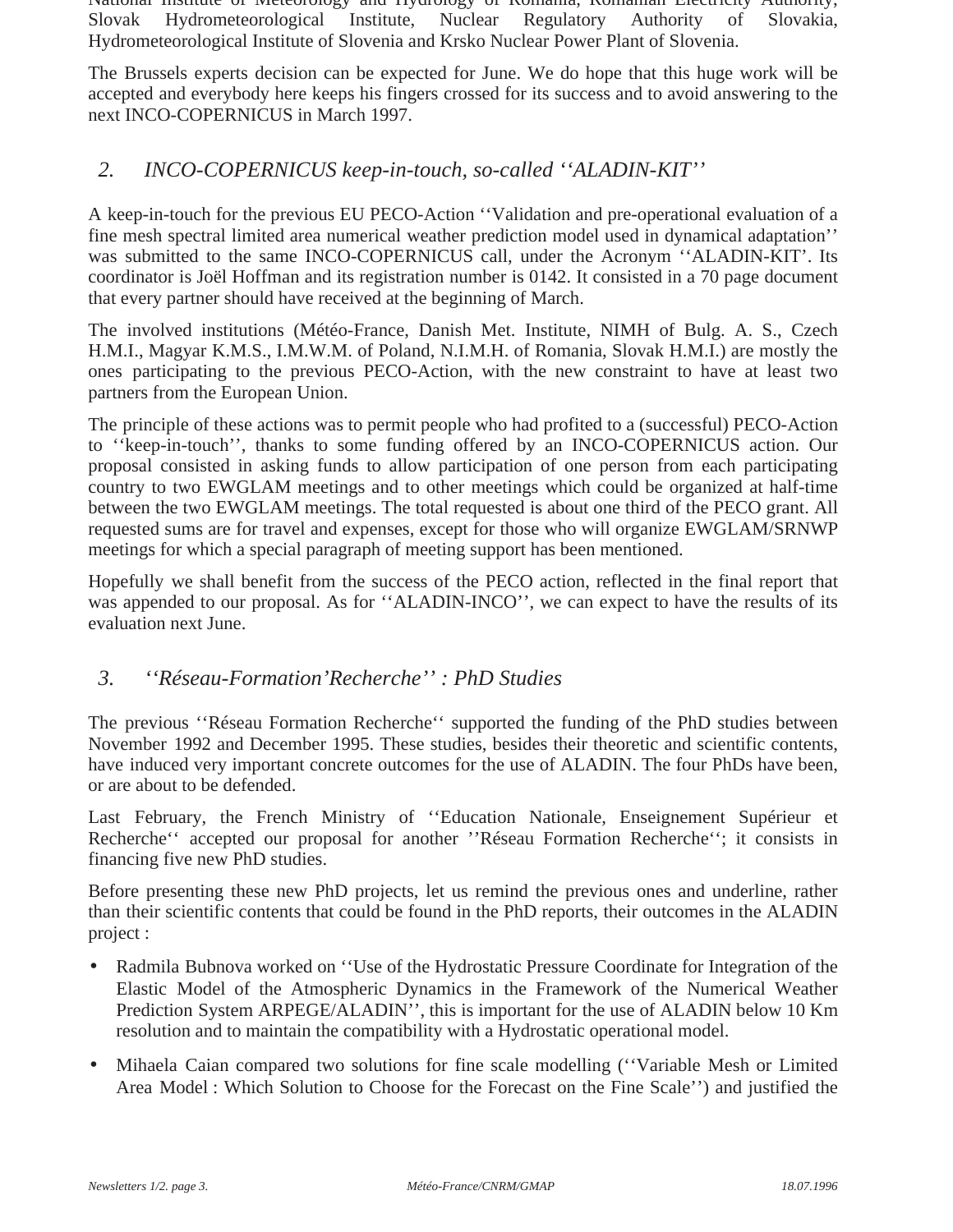National Institute of Meteorology and Hydrology of Romania, Romanian Electricity Authority, Slovak Hydrometeorological Institute, Nuclear Regulatory Authority of Slovakia, Hydrometeorological Institute of Slovenia and Krsko Nuclear Power Plant of Slovenia.

The Brussels experts decision can be expected for June. We do hope that this huge work will be accepted and everybody here keeps his fingers crossed for its success and to avoid answering to the next INCO-COPERNICUS in March 1997.

## *2. INCO-COPERNICUS keep-in-touch, so-called ''ALADIN-KIT''*

A keep-in-touch for the previous EU PECO-Action ''Validation and pre-operational evaluation of a fine mesh spectral limited area numerical weather prediction model used in dynamical adaptation'' was submitted to the same INCO-COPERNICUS call, under the Acronym ''ALADIN-KIT''. Its coordinator is Joël Hoffman and its registration number is 0142. It consisted in a 70 page document that every partner should have received at the beginning of March.

The involved institutions (Météo-France, Danish Met. Institute, NIMH of Bulg. A. S., Czech H.M.I., Magyar K.M.S., I.M.W.M. of Poland, N.I.M.H. of Romania, Slovak H.M.I.) are mostly the ones participating to the previous PECO-Action, with the new constraint to have at least two partners from the European Union.

The principle of these actions was to permit people who had profited to a (successful) PECO-Action to ''keep-in-touch'', thanks to some funding offered by an INCO-COPERNICUS action. Our proposal consisted in asking funds to allow participation of one person from each participating country to two EWGLAM meetings and to other meetings which could be organized at half-time between the two EWGLAM meetings. The total requested is about one third of the PECO grant. All requested sums are for travel and expenses, except for those who will organize EWGLAM/SRNWP meetings for which a special paragraph of meeting support has been mentioned.

Hopefully we shall benefit from the success of the PECO action, reflected in the final report that was appended to our proposal. As for ''ALADIN-INCO'', we can expect to have the results of its evaluation next June.

## *3. ''Réseau-Formation'Recherche'' : PhD Studies*

The previous ''Réseau Formation Recherche'' supported the funding of the PhD studies between November 1992 and December 1995. These studies, besides their theoretic and scientific contents, have induced very important concrete outcomes for the use of ALADIN. The four PhDs have been, or are about to be defended.

Last February, the French Ministry of ''Education Nationale, Enseignement Supérieur et Recherche'' accepted our proposal for another ''Réseau Formation Recherche''; it consists in financing five new PhD studies.

Before presenting these new PhD projects, let us remind the previous ones and underline, rather than their scientific contents that could be found in the PhD reports, their outcomes in the ALADIN project :

- Radmila Bubnova worked on ''Use of the Hydrostatic Pressure Coordinate for Integration of the Elastic Model of the Atmospheric Dynamics in the Framework of the Numerical Weather Prediction System ARPEGE/ALADIN'', this is important for the use of ALADIN below 10 Km resolution and to maintain the compatibility with a Hydrostatic operational model.
- Mihaela Caian compared two solutions for fine scale modelling (''Variable Mesh or Limited Area Model : Which Solution to Choose for the Forecast on the Fine Scale'') and justified the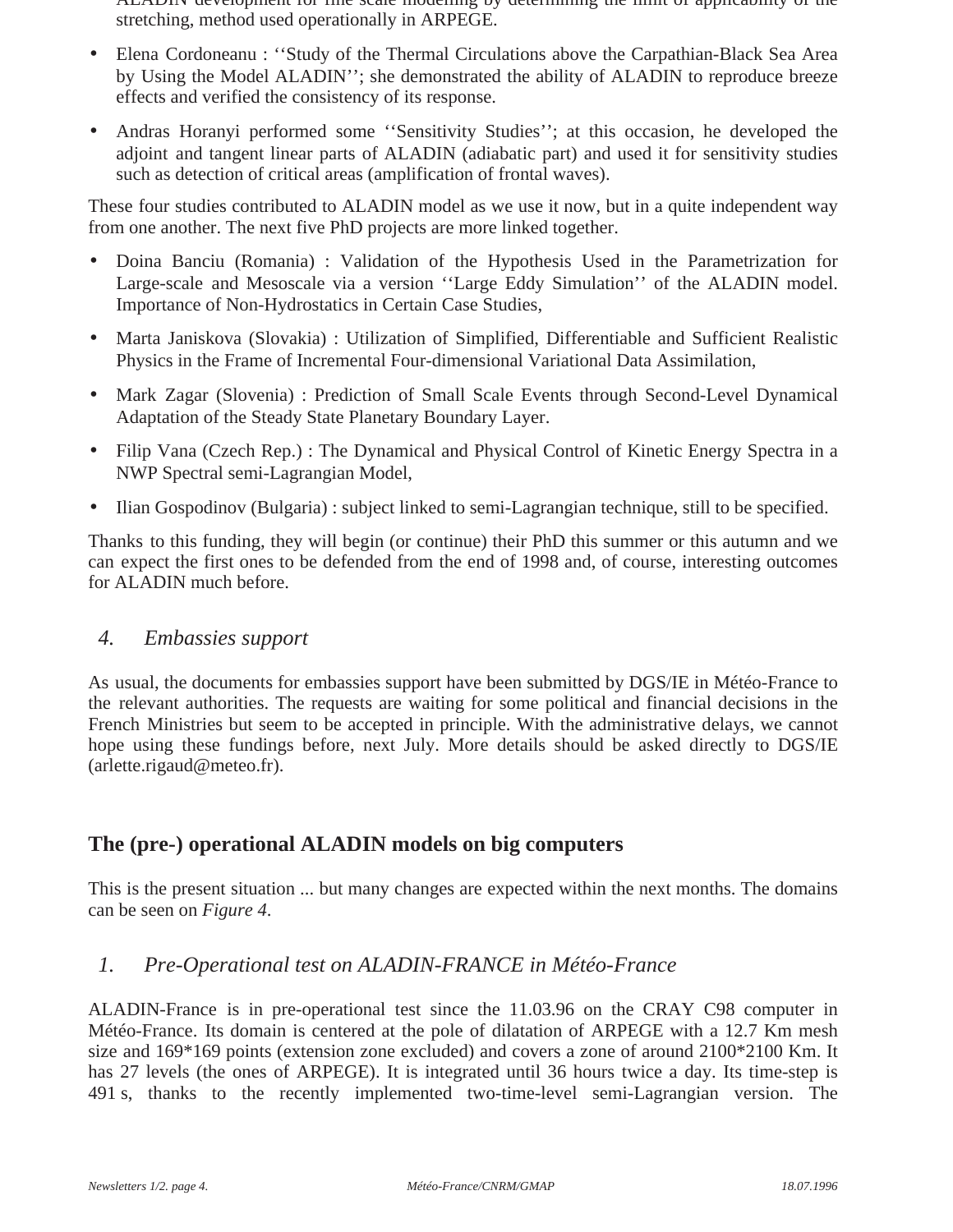ALADIN development for fine scale modelling by determining the limit of applicability of the stretching, method used operationally in ARPEGE.

- Elena Cordoneanu : ‘‘Study of the Thermal Circulations above the Carpathian-Black Sea Area by Using the Model ALADIN’’; she demonstrated the ability of ALADIN to reproduce breeze effects and verified the consistency of its response.
- Andras Horanyi performed some ‘‘Sensitivity Studies’’; at this occasion, he developed the adjoint and tangent linear parts of ALADIN (adiabatic part) and used it for sensitivity studies such as detection of critical areas (amplification of frontal waves).

These four studies contributed to ALADIN model as we use it now, but in a quite independent way from one another. The next five PhD projects are more linked together.

- Doina Banciu (Romania) : Validation of the Hypothesis Used in the Parametrization for Large-scale and Mesoscale via a version ‘‘Large Eddy Simulation’’ of the ALADIN model. Importance of Non-Hydrostatics in Certain Case Studies,
- Marta Janiskova (Slovakia) : Utilization of Simplified, Differentiable and Sufficient Realistic Physics in the Frame of Incremental Four-dimensional Variational Data Assimilation,
- Mark Zagar (Slovenia) : Prediction of Small Scale Events through Second-Level Dynamical Adaptation of the Steady State Planetary Boundary Layer.
- Filip Vana (Czech Rep.) : The Dynamical and Physical Control of Kinetic Energy Spectra in a NWP Spectral semi-Lagrangian Model,
- Ilian Gospodinov (Bulgaria) : subject linked to semi-Lagrangian technique, still to be specified.

Thanks to this funding, they will begin (or continue) their PhD this summer or this autumn and we can expect the first ones to be defended from the end of 1998 and, of course, interesting outcomes for ALADIN much before.

### *4. Embassies support*

As usual, the documents for embassies support have been submitted by DGS/IE in Météo-France to the relevant authorities. The requests are waiting for some political and financial decisions in the French Ministries but seem to be accepted in principle. With the administrative delays, we cannot hope using these fundings before, next July. More details should be asked directly to DGS/IE (arlette.rigaud@meteo.fr).

## The (pre-) operational ALADIN models on big computers

This is the present situation ... but many changes are expected within the next months. The domains can be seen on *Figure 4*.

### *1. Pre-Operational test on ALADIN-FRANCE in Météo-France*

ALADIN-France is in pre-operational test since the 11.03.96 on the CRAY C98 computer in Météo-France. Its domain is centered at the pole of dilatation of ARPEGE with a 12.7 Km mesh size and 169*169 points (extension zone excluded) and covers a zone of around 2100*2100 Km. It has 27 levels (the ones of ARPEGE). It is integrated until 36 hours twice a day. Its time-step is 491 s, thanks to the recently implemented two-time-level semi-Lagrangian version. The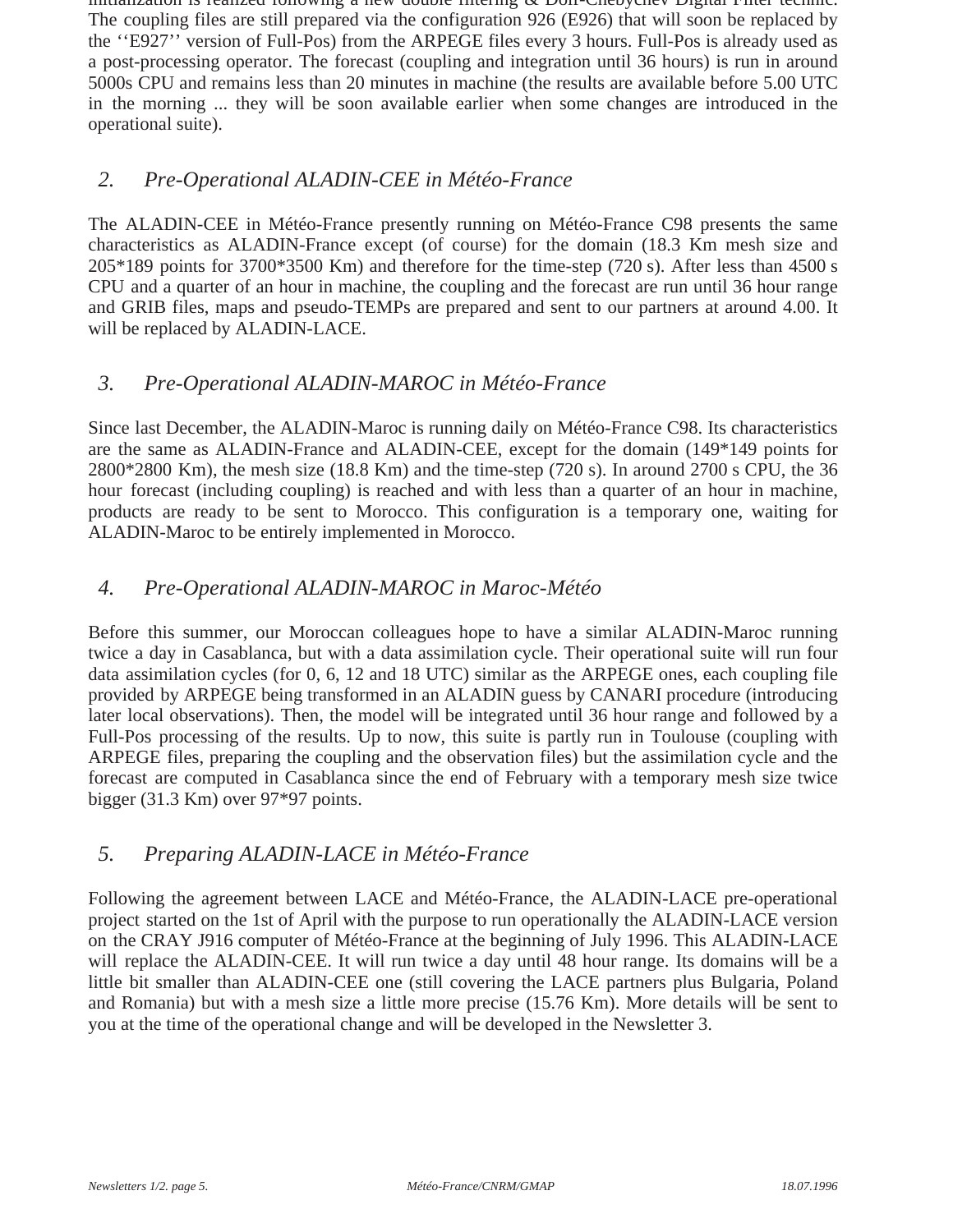initialization is realized following a new double filtering & Dolf-Chebychev Digital Filter technic. The coupling files are still prepared via the configuration 926 (E926) that will soon be replaced by the ''E927'' version of Full-Pos) from the ARPEGE files every 3 hours. Full-Pos is already used as a post-processing operator. The forecast (coupling and integration until 36 hours) is run in around 5000s CPU and remains less than 20 minutes in machine (the results are available before 5.00 UTC in the morning ... they will be soon available earlier when some changes are introduced in the operational suite).

## *2. Pre-Operational ALADIN-CEE in Météo-France*

The ALADIN-CEE in Météo-France presently running on Météo-France C98 presents the same characteristics as ALADIN-France except (of course) for the domain (18.3 Km mesh size and 205*189 points for 3700*3500 Km) and therefore for the time-step (720 s). After less than 4500 s CPU and a quarter of an hour in machine, the coupling and the forecast are run until 36 hour range and GRIB files, maps and pseudo-TEMPs are prepared and sent to our partners at around 4.00. It will be replaced by ALADIN-LACE.

## *3. Pre-Operational ALADIN-MAROC in Météo-France*

Since last December, the ALADIN-Maroc is running daily on Météo-France C98. Its characteristics are the same as ALADIN-France and ALADIN-CEE, except for the domain (149*149 points for 2800*2800 Km), the mesh size (18.8 Km) and the time-step (720 s). In around 2700 s CPU, the 36 hour forecast (including coupling) is reached and with less than a quarter of an hour in machine, products are ready to be sent to Morocco. This configuration is a temporary one, waiting for ALADIN-Maroc to be entirely implemented in Morocco.

## *4. Pre-Operational ALADIN-MAROC in Maroc-Météo*

Before this summer, our Moroccan colleagues hope to have a similar ALADIN-Maroc running twice a day in Casablanca, but with a data assimilation cycle. Their operational suite will run four data assimilation cycles (for 0, 6, 12 and 18 UTC) similar as the ARPEGE ones, each coupling file provided by ARPEGE being transformed in an ALADIN guess by CANARI procedure (introducing later local observations). Then, the model will be integrated until 36 hour range and followed by a Full-Pos processing of the results. Up to now, this suite is partly run in Toulouse (coupling with ARPEGE files, preparing the coupling and the observation files) but the assimilation cycle and the forecast are computed in Casablanca since the end of February with a temporary mesh size twice bigger (31.3 Km) over 97*97 points.

## *5. Preparing ALADIN-LACE in Météo-France*

Following the agreement between LACE and Météo-France, the ALADIN-LACE pre-operational project started on the 1st of April with the purpose to run operationally the ALADIN-LACE version on the CRAY J916 computer of Météo-France at the beginning of July 1996. This ALADIN-LACE will replace the ALADIN-CEE. It will run twice a day until 48 hour range. Its domains will be a little bit smaller than ALADIN-CEE one (still covering the LACE partners plus Bulgaria, Poland and Romania) but with a mesh size a little more precise (15.76 Km). More details will be sent to you at the time of the operational change and will be developed in the Newsletter 3.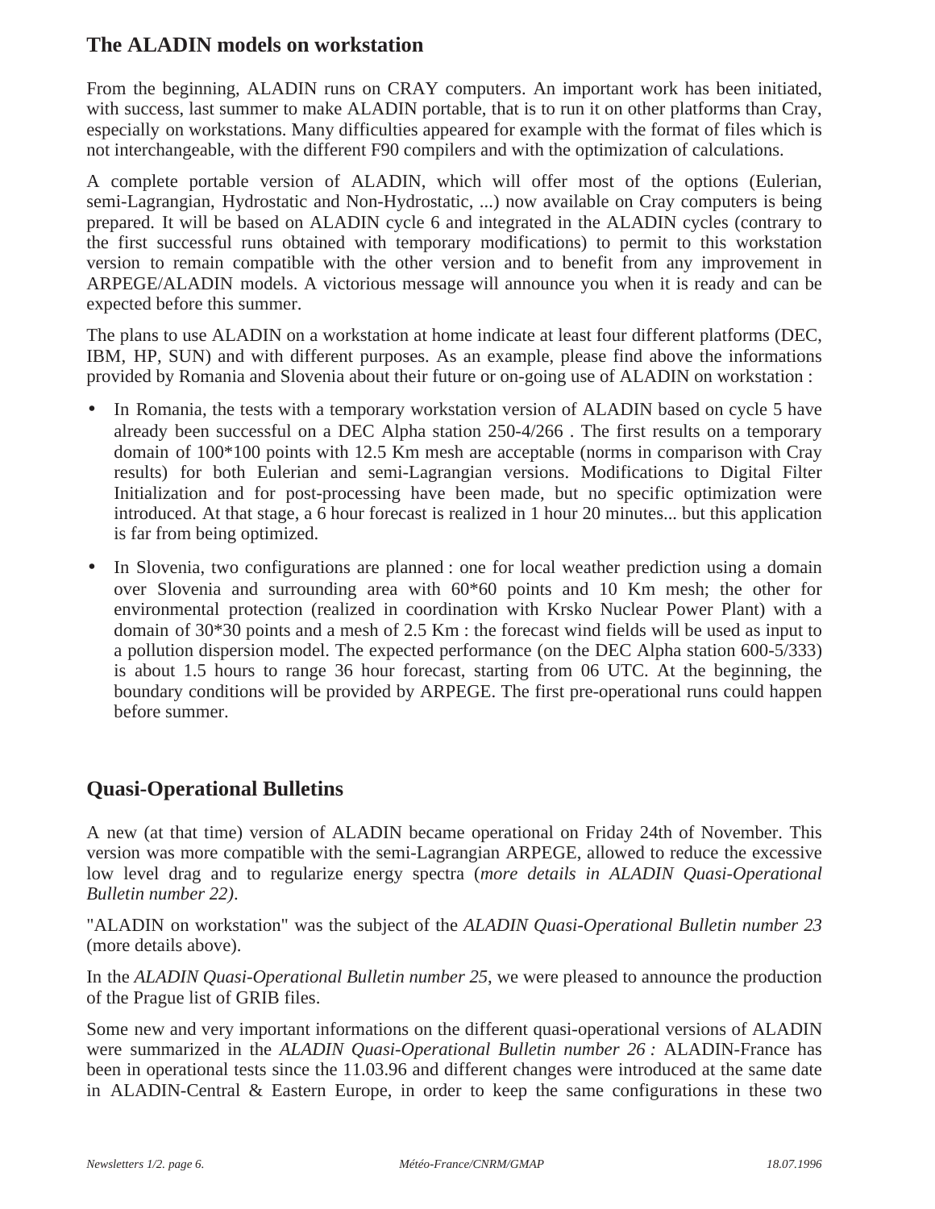## The ALADIN models on workstation

From the beginning, ALADIN runs on CRAY computers. An important work has been initiated, with success, last summer to make ALADIN portable, that is to run it on other platforms than Cray, especially on workstations. Many difficulties appeared for example with the format of files which is not interchangeable, with the different F90 compilers and with the optimization of calculations.

A complete portable version of ALADIN, which will offer most of the options (Eulerian, semi-Lagrangian, Hydrostatic and Non-Hydrostatic, ...) now available on Cray computers is being prepared. It will be based on ALADIN cycle 6 and integrated in the ALADIN cycles (contrary to the first successful runs obtained with temporary modifications) to permit to this workstation version to remain compatible with the other version and to benefit from any improvement in ARPEGE/ALADIN models. A victorious message will announce you when it is ready and can be expected before this summer.

The plans to use ALADIN on a workstation at home indicate at least four different platforms (DEC, IBM, HP, SUN) and with different purposes. As an example, please find above the informations provided by Romania and Slovenia about their future or on-going use of ALADIN on workstation :

- In Romania, the tests with a temporary workstation version of ALADIN based on cycle 5 have already been successful on a DEC Alpha station 250-4/266 . The first results on a temporary domain of 100*100 points with 12.5 Km mesh are acceptable (norms in comparison with Cray results) for both Eulerian and semi-Lagrangian versions. Modifications to Digital Filter Initialization and for post-processing have been made, but no specific optimization were introduced. At that stage, a 6 hour forecast is realized in 1 hour 20 minutes... but this application is far from being optimized.
- In Slovenia, two configurations are planned : one for local weather prediction using a domain over Slovenia and surrounding area with 60*60 points and 10 Km mesh; the other for environmental protection (realized in coordination with Krsko Nuclear Power Plant) with a domain of 30*30 points and a mesh of 2.5 Km : the forecast wind fields will be used as input to a pollution dispersion model. The expected performance (on the DEC Alpha station 600-5/333) is about 1.5 hours to range 36 hour forecast, starting from 06 UTC. At the beginning, the boundary conditions will be provided by ARPEGE. The first pre-operational runs could happen before summer.

## Quasi-Operational Bulletins

A new (at that time) version of ALADIN became operational on Friday 24th of November. This version was more compatible with the semi-Lagrangian ARPEGE, allowed to reduce the excessive low level drag and to regularize energy spectra (*more details in ALADIN Quasi-Operational Bulletin number 22)*.

"ALADIN on workstation" was the subject of the *ALADIN Quasi-Operational Bulletin number 23* (more details above).

In the *ALADIN Quasi-Operational Bulletin number 25*, we were pleased to announce the production of the Prague list of GRIB files.

Some new and very important informations on the different quasi-operational versions of ALADIN were summarized in the *ALADIN Quasi-Operational Bulletin number 26 :* ALADIN-France has been in operational tests since the 11.03.96 and different changes were introduced at the same date in ALADIN-Central & Eastern Europe, in order to keep the same configurations in these two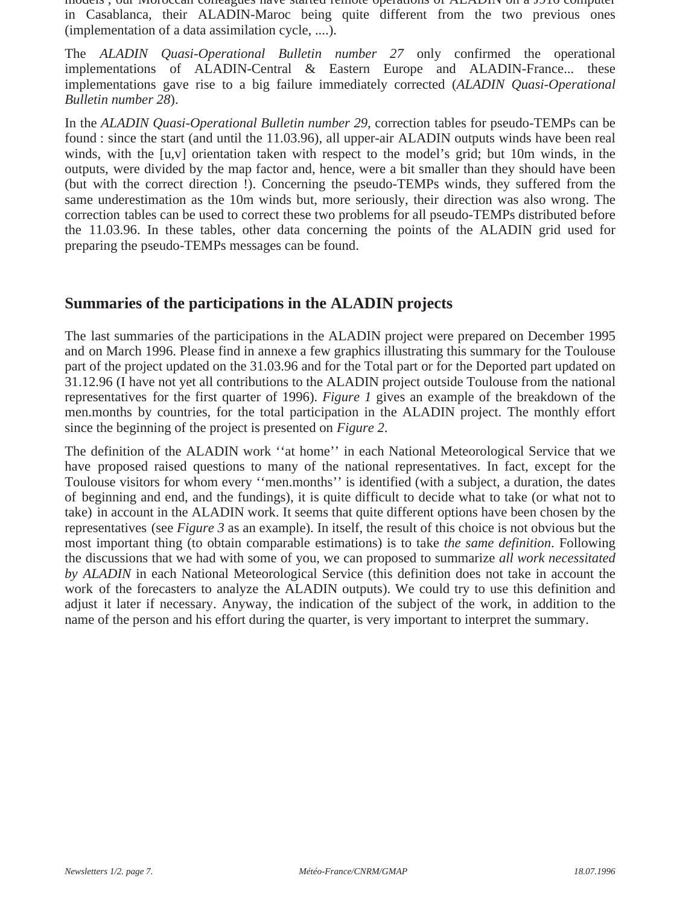models", our Moroccan colleagues have started remote operations of ALADIN on a J916 computer in Casablanca, their ALADIN-Maroc being quite different from the two previous ones (implementation of a data assimilation cycle, ....).

The *ALADIN Quasi-Operational Bulletin number 27* only confirmed the operational implementations of ALADIN-Central & Eastern Europe and ALADIN-France... these implementations gave rise to a big failure immediately corrected (*ALADIN Quasi-Operational Bulletin number 28*).

In the *ALADIN Quasi-Operational Bulletin number 29*, correction tables for pseudo-TEMPs can be found : since the start (and until the 11.03.96), all upper-air ALADIN outputs winds have been real winds, with the [u,v] orientation taken with respect to the model's grid; but 10m winds, in the outputs, were divided by the map factor and, hence, were a bit smaller than they should have been (but with the correct direction !). Concerning the pseudo-TEMPs winds, they suffered from the same underestimation as the 10m winds but, more seriously, their direction was also wrong. The correction tables can be used to correct these two problems for all pseudo-TEMPs distributed before the 11.03.96. In these tables, other data concerning the points of the ALADIN grid used for preparing the pseudo-TEMPs messages can be found.

## Summaries of the participations in the ALADIN projects

The last summaries of the participations in the ALADIN project were prepared on December 1995 and on March 1996. Please find in annexe a few graphics illustrating this summary for the Toulouse part of the project updated on the 31.03.96 and for the Total part or for the Deported part updated on 31.12.96 (I have not yet all contributions to the ALADIN project outside Toulouse from the national representatives for the first quarter of 1996). *Figure 1* gives an example of the breakdown of the men.months by countries, for the total participation in the ALADIN project. The monthly effort since the beginning of the project is presented on *Figure 2*.

The definition of the ALADIN work ''at home'' in each National Meteorological Service that we have proposed raised questions to many of the national representatives. In fact, except for the Toulouse visitors for whom every ''men.months'' is identified (with a subject, a duration, the dates of beginning and end, and the fundings), it is quite difficult to decide what to take (or what not to take) in account in the ALADIN work. It seems that quite different options have been chosen by the representatives (see *Figure 3* as an example). In itself, the result of this choice is not obvious but the most important thing (to obtain comparable estimations) is to take *the same definition*. Following the discussions that we had with some of you, we can proposed to summarize *all work necessitated by ALADIN* in each National Meteorological Service (this definition does not take in account the work of the forecasters to analyze the ALADIN outputs). We could try to use this definition and adjust it later if necessary. Anyway, the indication of the subject of the work, in addition to the name of the person and his effort during the quarter, is very important to interpret the summary.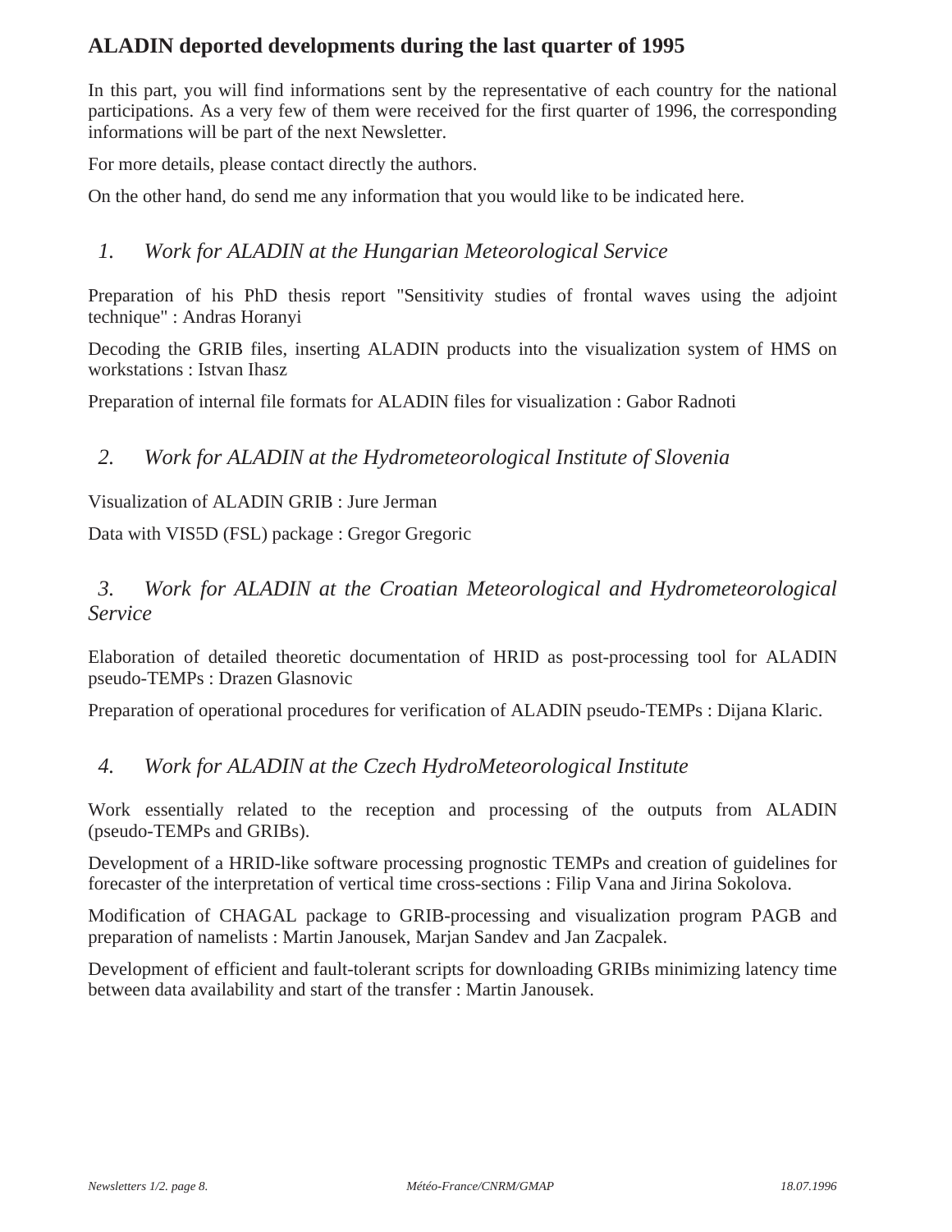## ALADIN deported developments during the last quarter of 1995

In this part, you will find informations sent by the representative of each country for the national participations. As a very few of them were received for the first quarter of 1996, the corresponding informations will be part of the next Newsletter.

For more details, please contact directly the authors.

On the other hand, do send me any information that you would like to be indicated here.

### *1. Work for ALADIN at the Hungarian Meteorological Service*

Preparation of his PhD thesis report "Sensitivity studies of frontal waves using the adjoint technique" : Andras Horanyi

Decoding the GRIB files, inserting ALADIN products into the visualization system of HMS on workstations : Istvan Ihasz

Preparation of internal file formats for ALADIN files for visualization : Gabor Radnoti

### *2. Work for ALADIN at the Hydrometeorological Institute of Slovenia*

Visualization of ALADIN GRIB : Jure Jerman

Data with VIS5D (FSL) package : Gregor Gregoric

### *3. Work for ALADIN at the Croatian Meteorological and Hydrometeorological Service*

Elaboration of detailed theoretic documentation of HRID as post-processing tool for ALADIN pseudo-TEMPs : Drazen Glasnovic

Preparation of operational procedures for verification of ALADIN pseudo-TEMPs : Dijana Klaric.

### *4. Work for ALADIN at the Czech HydroMeteorological Institute*

Work essentially related to the reception and processing of the outputs from ALADIN (pseudo-TEMPs and GRIBs).

Development of a HRID-like software processing prognostic TEMPs and creation of guidelines for forecaster of the interpretation of vertical time cross-sections : Filip Vana and Jirina Sokolova.

Modification of CHAGAL package to GRIB-processing and visualization program PAGB and preparation of namelists : Martin Janousek, Marjan Sandev and Jan Zacpalek.

Development of efficient and fault-tolerant scripts for downloading GRIBs minimizing latency time between data availability and start of the transfer : Martin Janousek.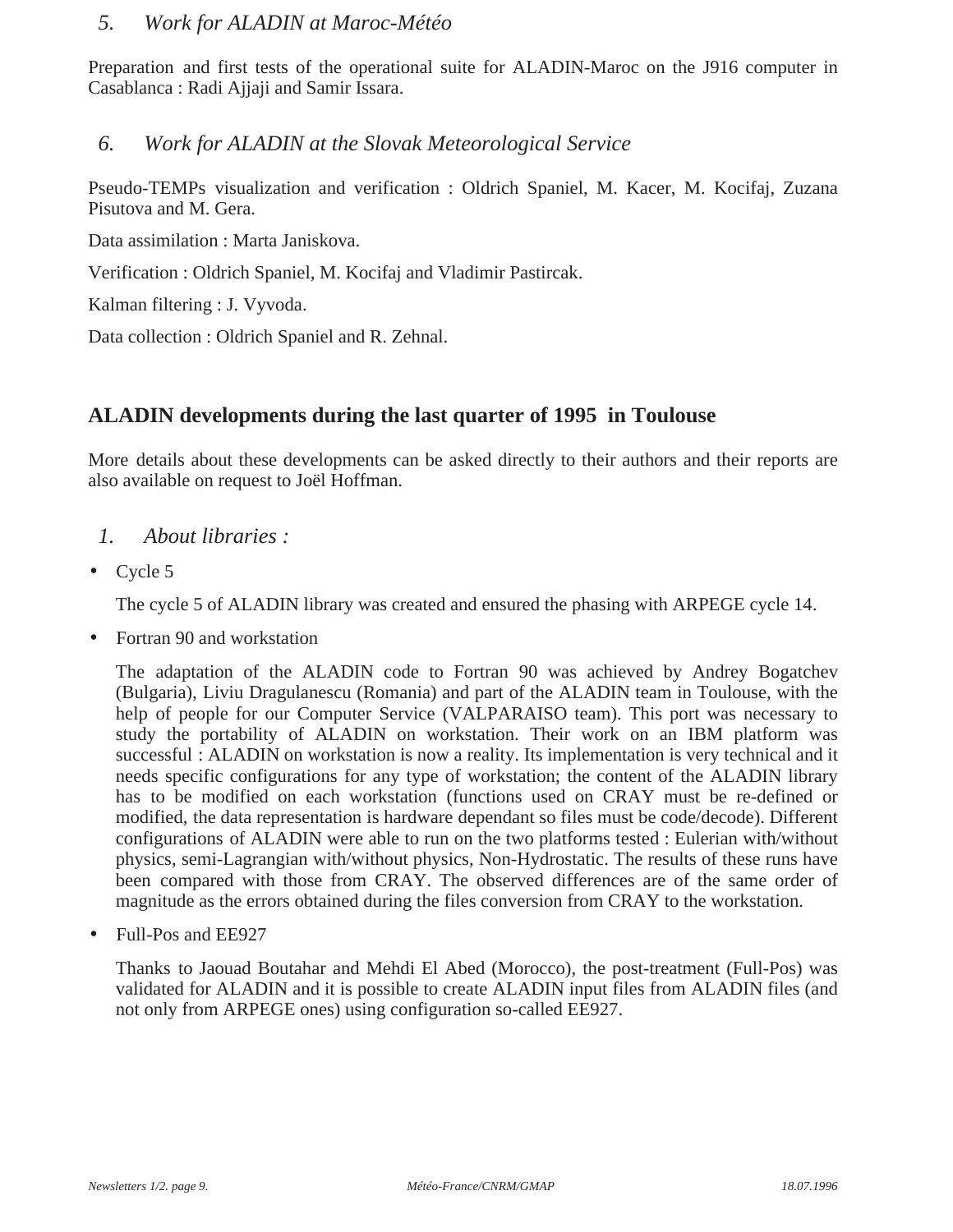### 5. *Work for ALADIN at Maroc-Météo*

Preparation and first tests of the operational suite for ALADIN-Maroc on the J916 computer in Casablanca : Radi Ajjaji and Samir Issara.

### 6. *Work for ALADIN at the Slovak Meteorological Service*

Pseudo-TEMPs visualization and verification : Oldrich Spaniel, M. Kacer, M. Kocifaj, Zuzana Pisutova and M. Gera.

Data assimilation : Marta Janiskova.

Verification : Oldrich Spaniel, M. Kocifaj and Vladimir Pastircak.

Kalman filtering : J. Vyvoda.

Data collection : Oldrich Spaniel and R. Zehnal.

## ALADIN developments during the last quarter of 1995 in Toulouse

More details about these developments can be asked directly to their authors and their reports are also available on request to Joël Hoffman.

### 1. *About libraries :*

- Cycle 5

  The cycle 5 of ALADIN library was created and ensured the phasing with ARPEGE cycle 14.

- Fortran 90 and workstation

  The adaptation of the ALADIN code to Fortran 90 was achieved by Andrey Bogatchev (Bulgaria), Liviu Dragulanescu (Romania) and part of the ALADIN team in Toulouse, with the help of people for our Computer Service (VALPARAISO team). This port was necessary to study the portability of ALADIN on workstation. Their work on an IBM platform was successful : ALADIN on workstation is now a reality. Its implementation is very technical and it needs specific configurations for any type of workstation; the content of the ALADIN library has to be modified on each workstation (functions used on CRAY must be re-defined or modified, the data representation is hardware dependant so files must be code/decode). Different configurations of ALADIN were able to run on the two platforms tested : Eulerian with/without physics, semi-Lagrangian with/without physics, Non-Hydrostatic. The results of these runs have been compared with those from CRAY. The observed differences are of the same order of magnitude as the errors obtained during the files conversion from CRAY to the workstation.

- Full-Pos and EE927

  Thanks to Jaouad Boutahar and Mehdi El Abed (Morocco), the post-treatment (Full-Pos) was validated for ALADIN and it is possible to create ALADIN input files from ALADIN files (and not only from ARPEGE ones) using configuration so-called EE927.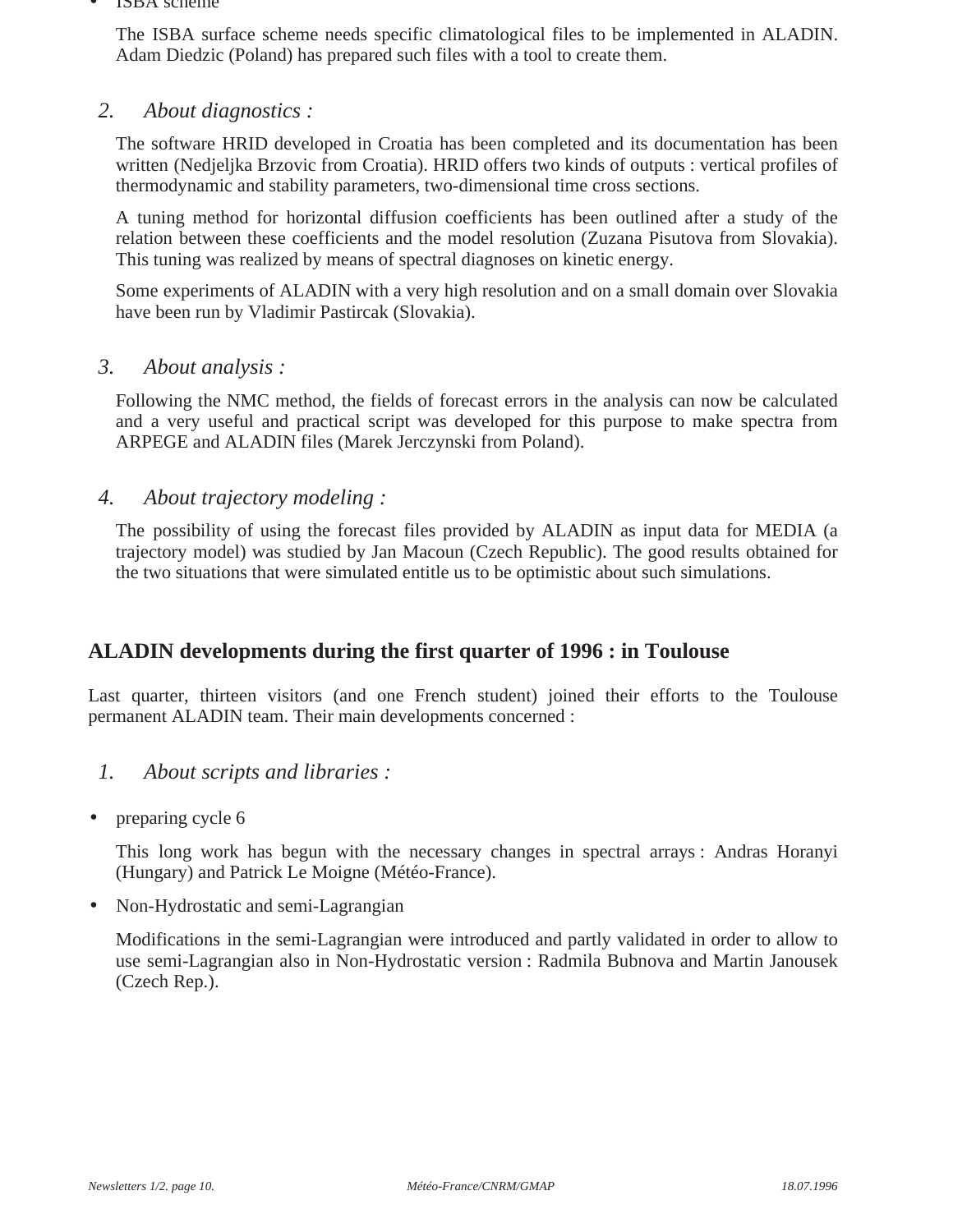- ISBA scheme

  The ISBA surface scheme needs specific climatological files to be implemented in ALADIN. Adam Diedzic (Poland) has prepared such files with a tool to create them.

2. *About diagnostics :*

  The software HRID developed in Croatia has been completed and its documentation has been written (Nedjeljka Brzovic from Croatia). HRID offers two kinds of outputs : vertical profiles of thermodynamic and stability parameters, two-dimensional time cross sections.

  A tuning method for horizontal diffusion coefficients has been outlined after a study of the relation between these coefficients and the model resolution (Zuzana Pisutova from Slovakia). This tuning was realized by means of spectral diagnoses on kinetic energy.

  Some experiments of ALADIN with a very high resolution and on a small domain over Slovakia have been run by Vladimir Pastircak (Slovakia).

3. *About analysis :*

  Following the NMC method, the fields of forecast errors in the analysis can now be calculated and a very useful and practical script was developed for this purpose to make spectra from ARPEGE and ALADIN files (Marek Jerczynski from Poland).

4. *About trajectory modeling :*

  The possibility of using the forecast files provided by ALADIN as input data for MEDIA (a trajectory model) was studied by Jan Macoun (Czech Republic). The good results obtained for the two situations that were simulated entitle us to be optimistic about such simulations.

## ALADIN developments during the first quarter of 1996 : in Toulouse

Last quarter, thirteen visitors (and one French student) joined their efforts to the Toulouse permanent ALADIN team. Their main developments concerned :

1. *About scripts and libraries :*

- preparing cycle 6

  This long work has begun with the necessary changes in spectral arrays : Andras Horanyi (Hungary) and Patrick Le Moigne (Météo-France).

- Non-Hydrostatic and semi-Lagrangian

  Modifications in the semi-Lagrangian were introduced and partly validated in order to allow to use semi-Lagrangian also in Non-Hydrostatic version : Radmila Bubnova and Martin Janousek (Czech Rep.).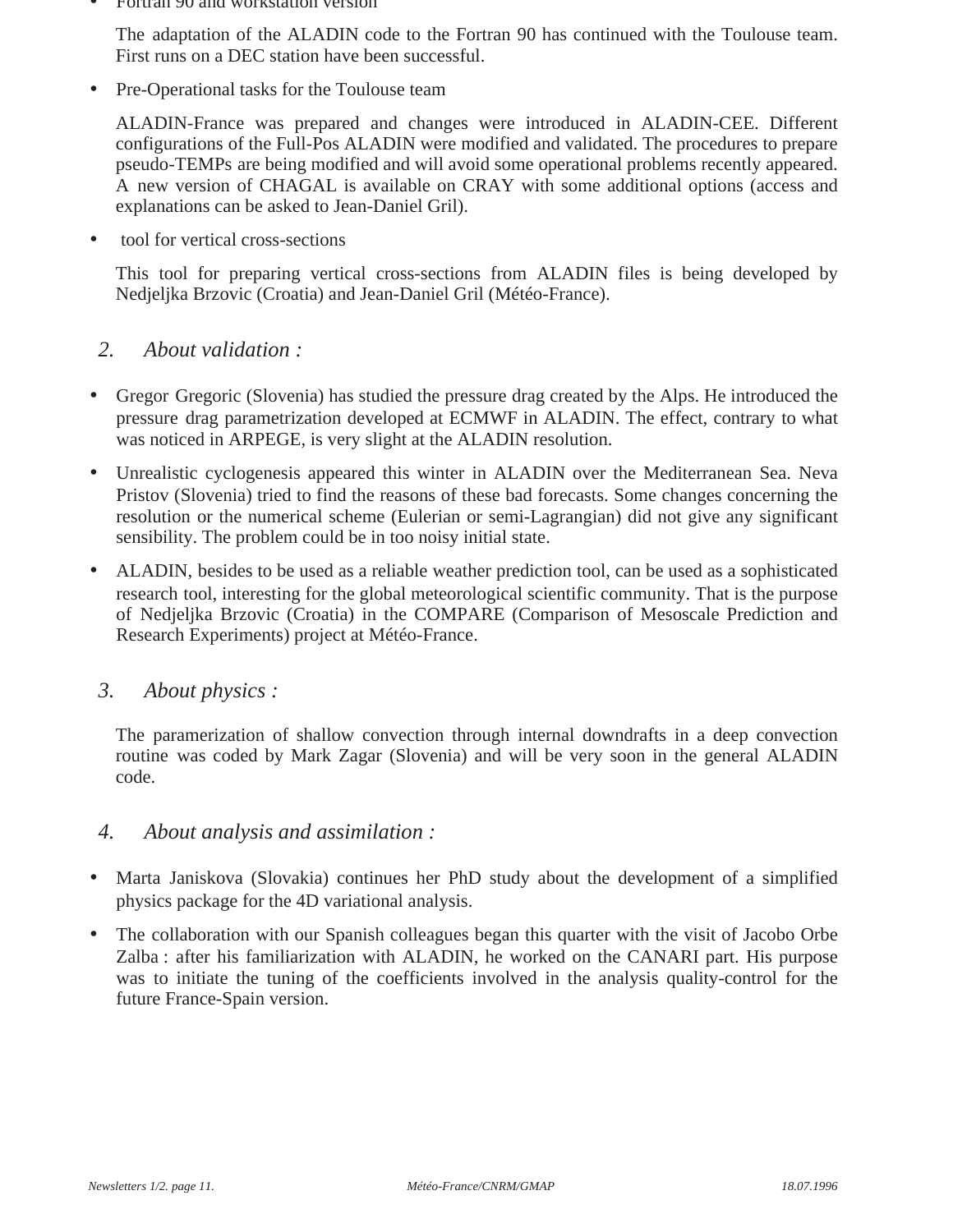- Fortran 90 and workstation version

  The adaptation of the ALADIN code to the Fortran 90 has continued with the Toulouse team. First runs on a DEC station have been successful.

- Pre-Operational tasks for the Toulouse team

  ALADIN-France was prepared and changes were introduced in ALADIN-CEE. Different configurations of the Full-Pos ALADIN were modified and validated. The procedures to prepare pseudo-TEMPs are being modified and will avoid some operational problems recently appeared. A new version of CHAGAL is available on CRAY with some additional options (access and explanations can be asked to Jean-Daniel Gril).

- tool for vertical cross-sections

  This tool for preparing vertical cross-sections from ALADIN files is being developed by Nedjeljka Brzovic (Croatia) and Jean-Daniel Gril (Météo-France).

## *2. About validation :*

- Gregor Gregoric (Slovenia) has studied the pressure drag created by the Alps. He introduced the pressure drag parametrization developed at ECMWF in ALADIN. The effect, contrary to what was noticed in ARPEGE, is very slight at the ALADIN resolution.
- Unrealistic cyclogenesis appeared this winter in ALADIN over the Mediterranean Sea. Neva Pristov (Slovenia) tried to find the reasons of these bad forecasts. Some changes concerning the resolution or the numerical scheme (Eulerian or semi-Lagrangian) did not give any significant sensibility. The problem could be in too noisy initial state.
- ALADIN, besides to be used as a reliable weather prediction tool, can be used as a sophisticated research tool, interesting for the global meteorological scientific community. That is the purpose of Nedjeljka Brzovic (Croatia) in the COMPARE (Comparison of Mesoscale Prediction and Research Experiments) project at Météo-France.

## *3. About physics :*

The paramerization of shallow convection through internal downdrafts in a deep convection routine was coded by Mark Zagar (Slovenia) and will be very soon in the general ALADIN code.

## *4. About analysis and assimilation :*

- Marta Janiskova (Slovakia) continues her PhD study about the development of a simplified physics package for the 4D variational analysis.
- The collaboration with our Spanish colleagues began this quarter with the visit of Jacobo Orbe Zalba : after his familiarization with ALADIN, he worked on the CANARI part. His purpose was to initiate the tuning of the coefficients involved in the analysis quality-control for the future France-Spain version.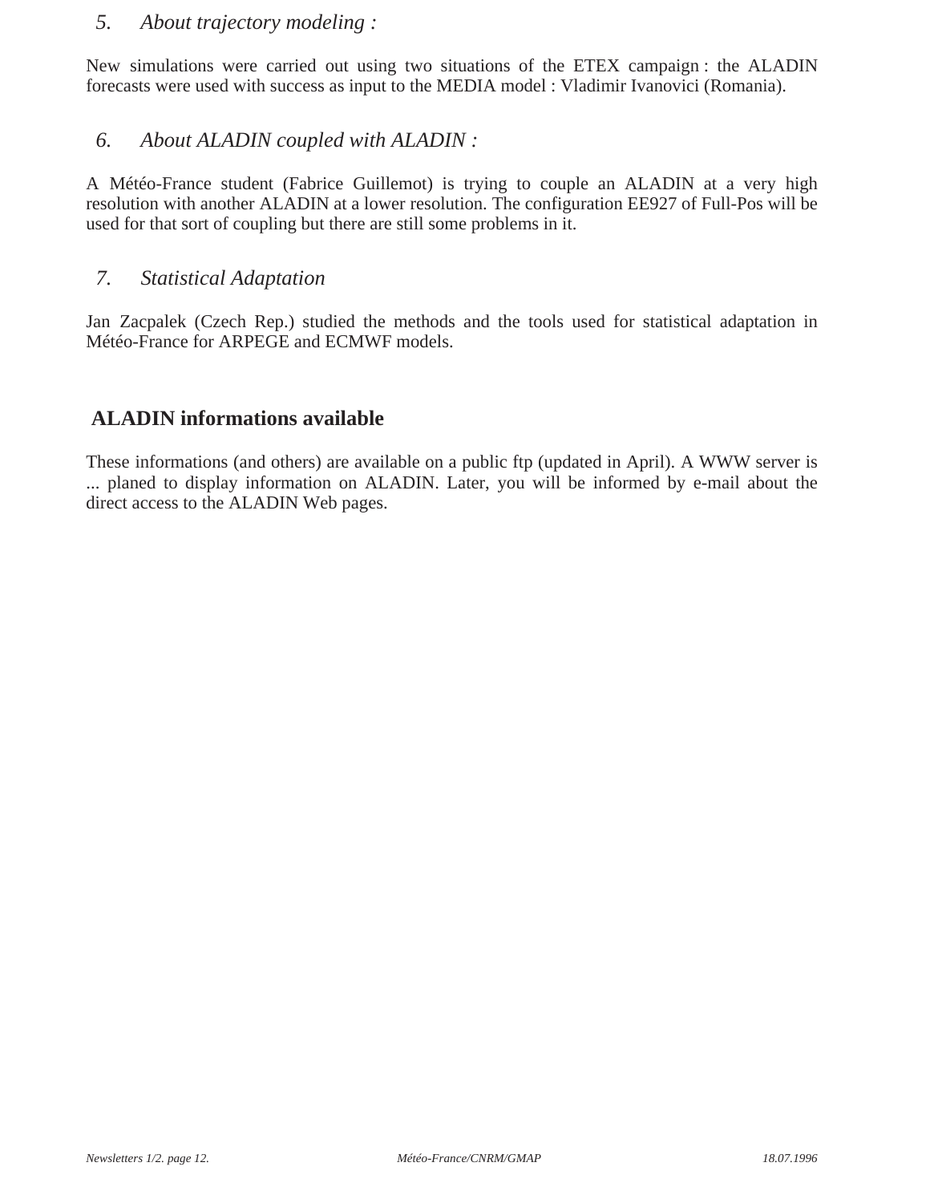### *5. About trajectory modeling :*

New simulations were carried out using two situations of the ETEX campaign : the ALADIN forecasts were used with success as input to the MEDIA model : Vladimir Ivanovici (Romania).

### *6. About ALADIN coupled with ALADIN :*

A Météo-France student (Fabrice Guillemot) is trying to couple an ALADIN at a very high resolution with another ALADIN at a lower resolution. The configuration EE927 of Full-Pos will be used for that sort of coupling but there are still some problems in it.

### *7. Statistical Adaptation*

Jan Zacpalek (Czech Rep.) studied the methods and the tools used for statistical adaptation in Météo-France for ARPEGE and ECMWF models.

## ALADIN informations available

These informations (and others) are available on a public ftp (updated in April). A WWW server is ... planed to display information on ALADIN. Later, you will be informed by e-mail about the direct access to the ALADIN Web pages.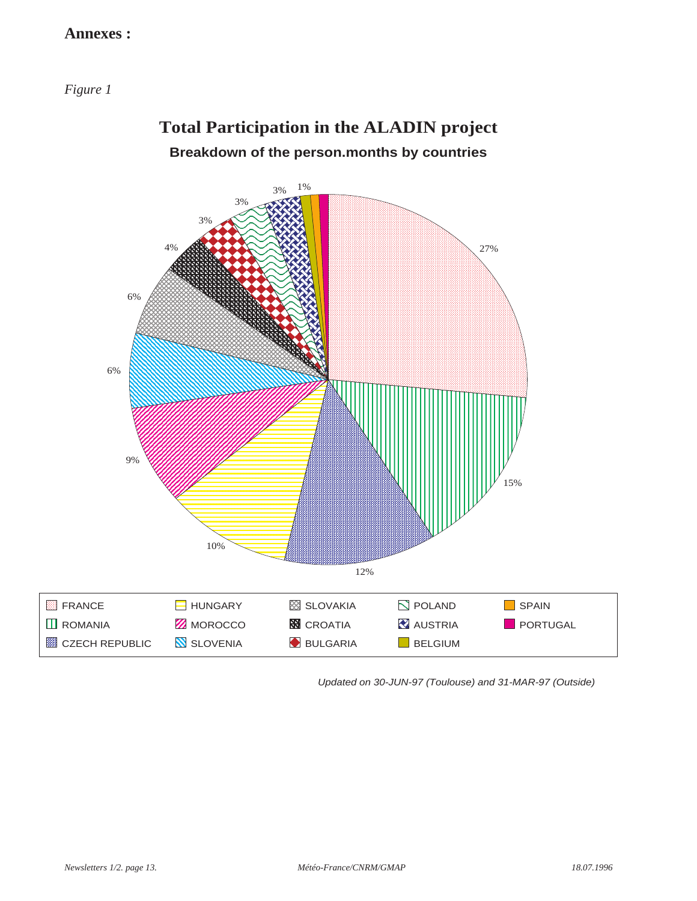**Annexes :**

*Figure 1*

# Total Participation in the ALADIN project

**Breakdown of the person.months by countries**

27%

15%

12%

10%

9%

6%

6%

4%

3%

3%

3%

1%

| | | | | |
|---|---|---|---|---|
| FRANCE | HUNGARY | SLOVAKIA | POLAND | SPAIN |
| ROMANIA | MOROCCO | CROATIA | AUSTRIA | PORTUGAL |
| CZECH REPUBLIC | SLOVENIA | BULGARIA | BELGIUM | |

*Updated on 30-JUN-97 (Toulouse) and 31-MAR-97 (Outside)*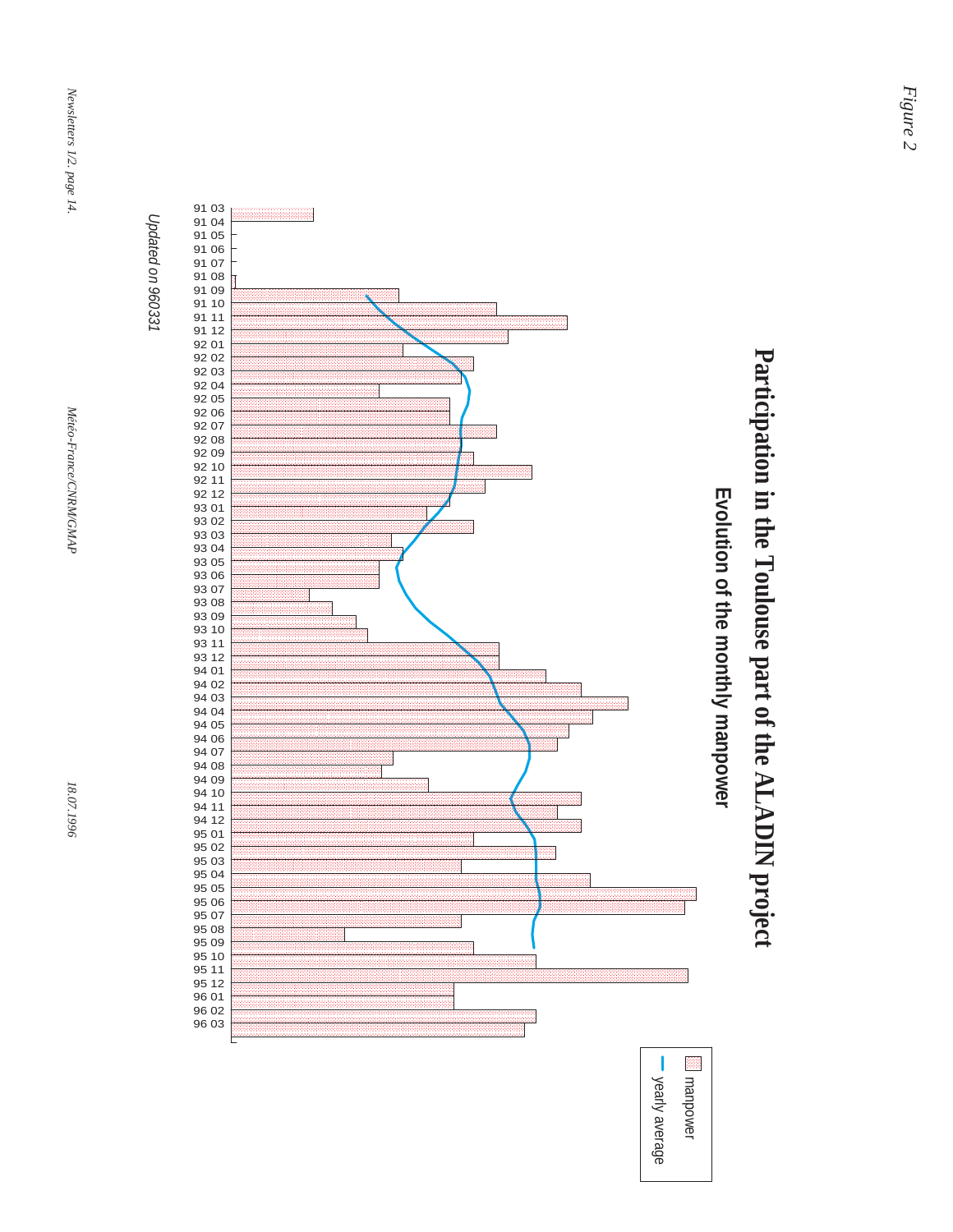*Figure 2*

# Participation in the Toulouse part of the ALADIN project

## Evolution of the monthly manpower

*Updated on 960331*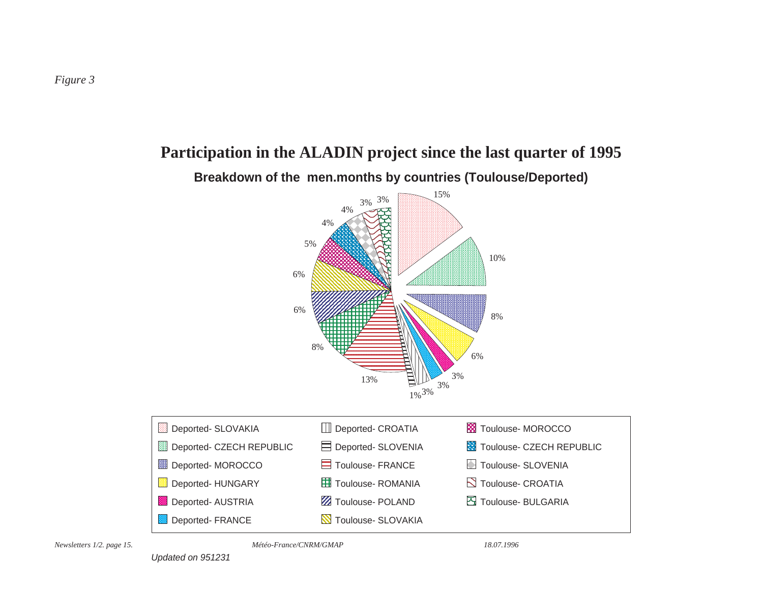*Figure 3*

# Participation in the ALADIN project since the last quarter of 1995

**Breakdown of the men.months by countries (Toulouse/Deported)**

| Category | Share |
|---|---|
| Deported- SLOVAKIA | 15% |
| Deported- CZECH REPUBLIC | 10% |
| Deported- MOROCCO | 8% |
| Deported- HUNGARY | 6% |
| Deported- AUSTRIA | 3% |
| Deported- FRANCE | 3% |
| Deported- CROATIA | 3% |
| Deported- SLOVENIA | 1% |
| Toulouse- FRANCE | 13% |
| Toulouse- ROMANIA | 8% |
| Toulouse- POLAND | 6% |
| Toulouse- SLOVAKIA | 6% |
| Toulouse- MOROCCO | 5% |
| Toulouse- CZECH REPUBLIC | 4% |
| Toulouse- SLOVENIA | 4% |
| Toulouse- CROATIA | 3% |
| Toulouse- BULGARIA | 3% |

*Updated on 951231*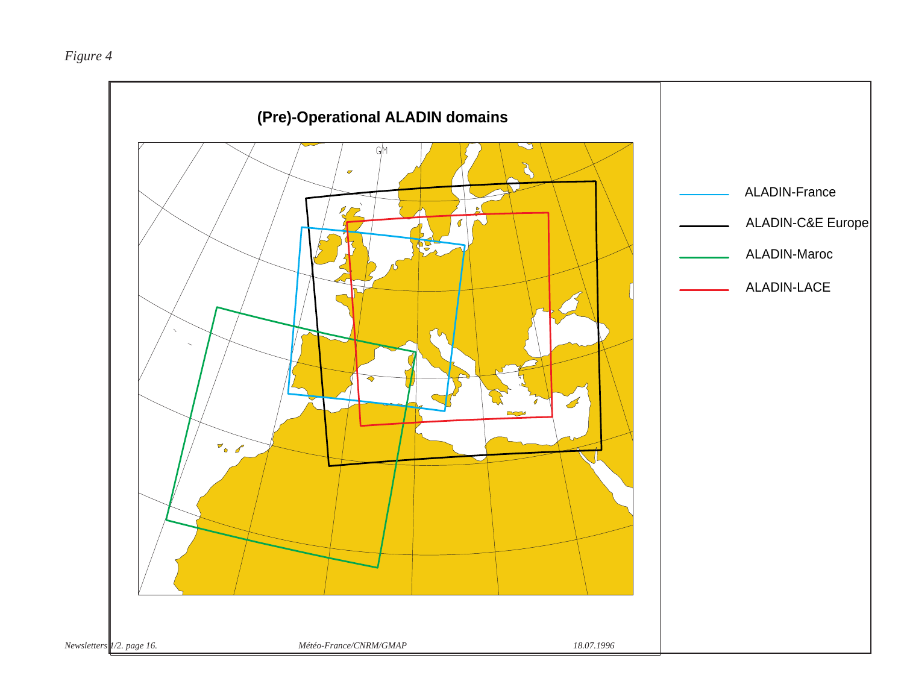*Figure 4*

**(Pre)-Operational ALADIN domains**

GM

ALADIN-France

ALADIN-C&E Europe

ALADIN-Maroc

ALADIN-LACE

*Météo-France/CNRM/GMAP*

*18.07.1996*